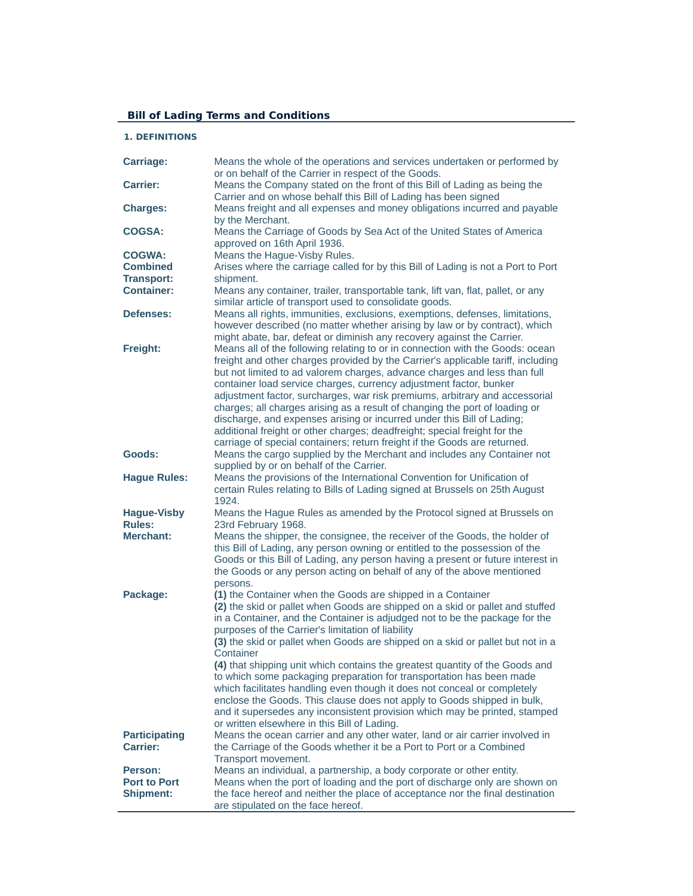## Bill of Lading Terms and Conditions

### 1. DEFINITIONS

| | |
|---|---|
| **Carriage:** | Means the whole of the operations and services undertaken or performed by or on behalf of the Carrier in respect of the Goods. |
| **Carrier:** | Means the Company stated on the front of this Bill of Lading as being the Carrier and on whose behalf this Bill of Lading has been signed |
| **Charges:** | Means freight and all expenses and money obligations incurred and payable by the Merchant. |
| **COGSA:** | Means the Carriage of Goods by Sea Act of the United States of America approved on 16th April 1936. |
| **COGWA:** | Means the Hague-Visby Rules. |
| **Combined Transport:** | Arises where the carriage called for by this Bill of Lading is not a Port to Port shipment. |
| **Container:** | Means any container, trailer, transportable tank, lift van, flat, pallet, or any similar article of transport used to consolidate goods. |
| **Defenses:** | Means all rights, immunities, exclusions, exemptions, defenses, limitations, however described (no matter whether arising by law or by contract), which might abate, bar, defeat or diminish any recovery against the Carrier. |
| **Freight:** | Means all of the following relating to or in connection with the Goods: ocean freight and other charges provided by the Carrier's applicable tariff, including but not limited to ad valorem charges, advance charges and less than full container load service charges, currency adjustment factor, bunker adjustment factor, surcharges, war risk premiums, arbitrary and accessorial charges; all charges arising as a result of changing the port of loading or discharge, and expenses arising or incurred under this Bill of Lading; additional freight or other charges; deadfreight; special freight for the carriage of special containers; return freight if the Goods are returned. |
| **Goods:** | Means the cargo supplied by the Merchant and includes any Container not supplied by or on behalf of the Carrier. |
| **Hague Rules:** | Means the provisions of the International Convention for Unification of certain Rules relating to Bills of Lading signed at Brussels on 25th August 1924. |
| **Hague-Visby Rules:** | Means the Hague Rules as amended by the Protocol signed at Brussels on 23rd February 1968. |
| **Merchant:** | Means the shipper, the consignee, the receiver of the Goods, the holder of this Bill of Lading, any person owning or entitled to the possession of the Goods or this Bill of Lading, any person having a present or future interest in the Goods or any person acting on behalf of any of the above mentioned persons. |
| **Package:** | **(1)** the Container when the Goods are shipped in a Container<br>**(2)** the skid or pallet when Goods are shipped on a skid or pallet and stuffed in a Container, and the Container is adjudged not to be the package for the purposes of the Carrier's limitation of liability<br>**(3)** the skid or pallet when Goods are shipped on a skid or pallet but not in a Container<br>**(4)** that shipping unit which contains the greatest quantity of the Goods and to which some packaging preparation for transportation has been made which facilitates handling even though it does not conceal or completely enclose the Goods. This clause does not apply to Goods shipped in bulk, and it supersedes any inconsistent provision which may be printed, stamped or written elsewhere in this Bill of Lading. |
| **Participating Carrier:** | Means the ocean carrier and any other water, land or air carrier involved in the Carriage of the Goods whether it be a Port to Port or a Combined Transport movement. |
| **Person:** | Means an individual, a partnership, a body corporate or other entity. |
| **Port to Port Shipment:** | Means when the port of loading and the port of discharge only are shown on the face hereof and neither the place of acceptance nor the final destination are stipulated on the face hereof. |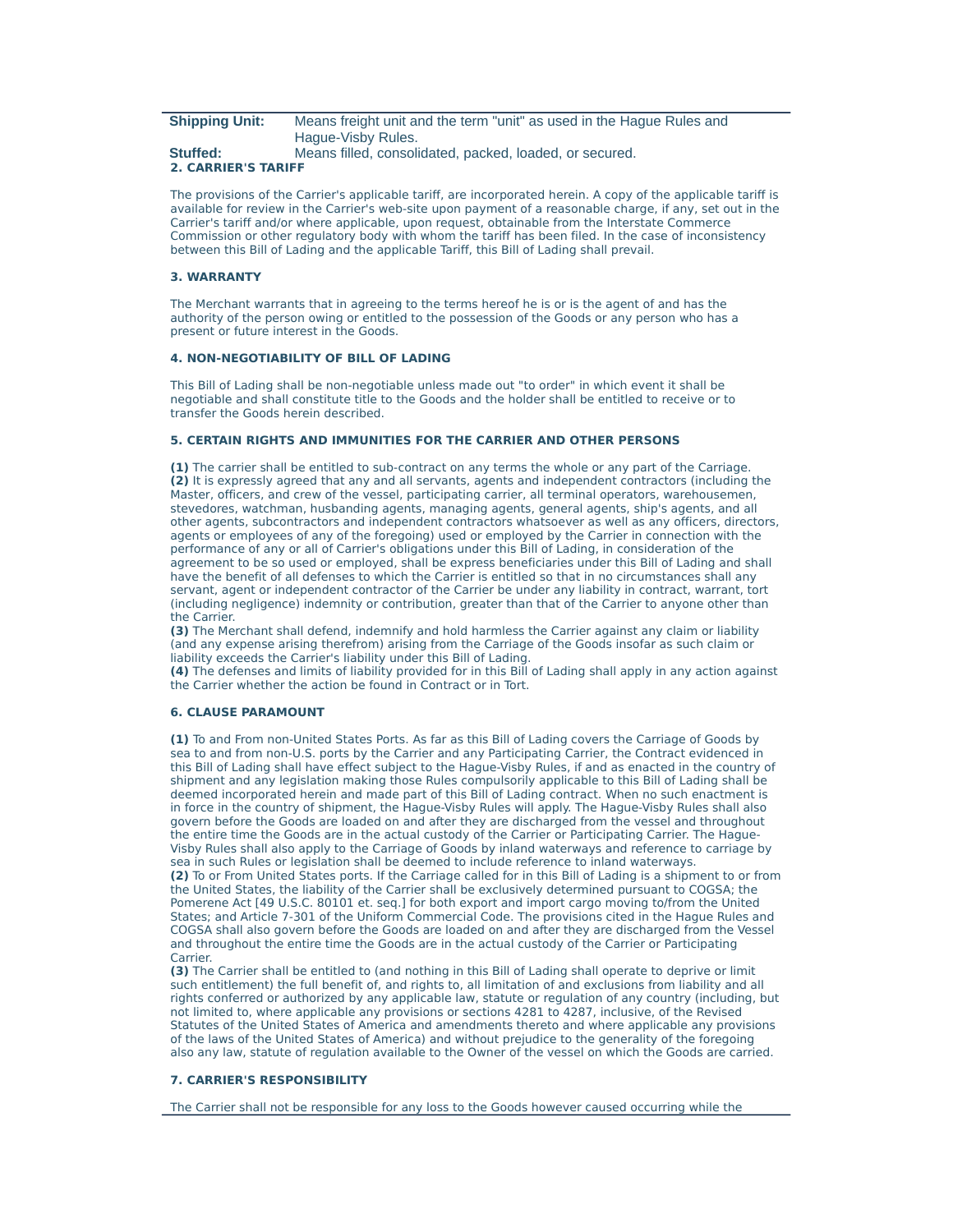| | |
|---|---|
| **Shipping Unit:** | Means freight unit and the term "unit" as used in the Hague Rules and Hague-Visby Rules. |
| **Stuffed:** | Means filled, consolidated, packed, loaded, or secured. |

**2. CARRIER'S TARIFF**

The provisions of the Carrier's applicable tariff, are incorporated herein. A copy of the applicable tariff is available for review in the Carrier's web-site upon payment of a reasonable charge, if any, set out in the Carrier's tariff and/or where applicable, upon request, obtainable from the Interstate Commerce Commission or other regulatory body with whom the tariff has been filed. In the case of inconsistency between this Bill of Lading and the applicable Tariff, this Bill of Lading shall prevail.

**3. WARRANTY**

The Merchant warrants that in agreeing to the terms hereof he is or is the agent of and has the authority of the person owing or entitled to the possession of the Goods or any person who has a present or future interest in the Goods.

**4. NON-NEGOTIABILITY OF BILL OF LADING**

This Bill of Lading shall be non-negotiable unless made out "to order" in which event it shall be negotiable and shall constitute title to the Goods and the holder shall be entitled to receive or to transfer the Goods herein described.

**5. CERTAIN RIGHTS AND IMMUNITIES FOR THE CARRIER AND OTHER PERSONS**

**(1)** The carrier shall be entitled to sub-contract on any terms the whole or any part of the Carriage.
**(2)** It is expressly agreed that any and all servants, agents and independent contractors (including the Master, officers, and crew of the vessel, participating carrier, all terminal operators, warehousemen, stevedores, watchman, husbanding agents, managing agents, general agents, ship's agents, and all other agents, subcontractors and independent contractors whatsoever as well as any officers, directors, agents or employees of any of the foregoing) used or employed by the Carrier in connection with the performance of any or all of Carrier's obligations under this Bill of Lading, in consideration of the agreement to be so used or employed, shall be express beneficiaries under this Bill of Lading and shall have the benefit of all defenses to which the Carrier is entitled so that in no circumstances shall any servant, agent or independent contractor of the Carrier be under any liability in contract, warrant, tort (including negligence) indemnity or contribution, greater than that of the Carrier to anyone other than the Carrier.
**(3)** The Merchant shall defend, indemnify and hold harmless the Carrier against any claim or liability (and any expense arising therefrom) arising from the Carriage of the Goods insofar as such claim or liability exceeds the Carrier's liability under this Bill of Lading.
**(4)** The defenses and limits of liability provided for in this Bill of Lading shall apply in any action against the Carrier whether the action be found in Contract or in Tort.

**6. CLAUSE PARAMOUNT**

**(1)** To and From non-United States Ports. As far as this Bill of Lading covers the Carriage of Goods by sea to and from non-U.S. ports by the Carrier and any Participating Carrier, the Contract evidenced in this Bill of Lading shall have effect subject to the Hague-Visby Rules, if and as enacted in the country of shipment and any legislation making those Rules compulsorily applicable to this Bill of Lading shall be deemed incorporated herein and made part of this Bill of Lading contract. When no such enactment is in force in the country of shipment, the Hague-Visby Rules will apply. The Hague-Visby Rules shall also govern before the Goods are loaded on and after they are discharged from the vessel and throughout the entire time the Goods are in the actual custody of the Carrier or Participating Carrier. The Hague-Visby Rules shall also apply to the Carriage of Goods by inland waterways and reference to carriage by sea in such Rules or legislation shall be deemed to include reference to inland waterways.
**(2)** To or From United States ports. If the Carriage called for in this Bill of Lading is a shipment to or from the United States, the liability of the Carrier shall be exclusively determined pursuant to COGSA; the Pomerene Act [49 U.S.C. 80101 et. seq.] for both export and import cargo moving to/from the United States; and Article 7-301 of the Uniform Commercial Code. The provisions cited in the Hague Rules and COGSA shall also govern before the Goods are loaded on and after they are discharged from the Vessel and throughout the entire time the Goods are in the actual custody of the Carrier or Participating Carrier.
**(3)** The Carrier shall be entitled to (and nothing in this Bill of Lading shall operate to deprive or limit such entitlement) the full benefit of, and rights to, all limitation of and exclusions from liability and all rights conferred or authorized by any applicable law, statute or regulation of any country (including, but not limited to, where applicable any provisions or sections 4281 to 4287, inclusive, of the Revised Statutes of the United States of America and amendments thereto and where applicable any provisions of the laws of the United States of America) and without prejudice to the generality of the foregoing also any law, statute of regulation available to the Owner of the vessel on which the Goods are carried.

**7. CARRIER'S RESPONSIBILITY**

The Carrier shall not be responsible for any loss to the Goods however caused occurring while the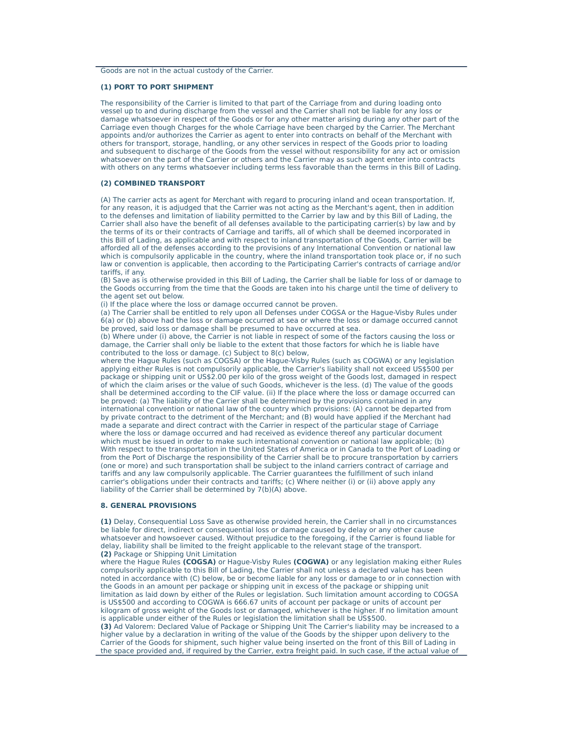Goods are not in the actual custody of the Carrier.

**(1) PORT TO PORT SHIPMENT**

The responsibility of the Carrier is limited to that part of the Carriage from and during loading onto vessel up to and during discharge from the vessel and the Carrier shall not be liable for any loss or damage whatsoever in respect of the Goods or for any other matter arising during any other part of the Carriage even though Charges for the whole Carriage have been charged by the Carrier. The Merchant appoints and/or authorizes the Carrier as agent to enter into contracts on behalf of the Merchant with others for transport, storage, handling, or any other services in respect of the Goods prior to loading and subsequent to discharge of the Goods from the vessel without responsibility for any act or omission whatsoever on the part of the Carrier or others and the Carrier may as such agent enter into contracts with others on any terms whatsoever including terms less favorable than the terms in this Bill of Lading.

**(2) COMBINED TRANSPORT**

(A) The carrier acts as agent for Merchant with regard to procuring inland and ocean transportation. If, for any reason, it is adjudged that the Carrier was not acting as the Merchant's agent, then in addition to the defenses and limitation of liability permitted to the Carrier by law and by this Bill of Lading, the Carrier shall also have the benefit of all defenses available to the participating carrier(s) by law and by the terms of its or their contracts of Carriage and tariffs, all of which shall be deemed incorporated in this Bill of Lading, as applicable and with respect to inland transportation of the Goods, Carrier will be afforded all of the defenses according to the provisions of any International Convention or national law which is compulsorily applicable in the country, where the inland transportation took place or, if no such law or convention is applicable, then according to the Participating Carrier's contracts of carriage and/or tariffs, if any.
(B) Save as is otherwise provided in this Bill of Lading, the Carrier shall be liable for loss of or damage to the Goods occurring from the time that the Goods are taken into his charge until the time of delivery to the agent set out below.
(i) If the place where the loss or damage occurred cannot be proven.
(a) The Carrier shall be entitled to rely upon all Defenses under COGSA or the Hague-Visby Rules under 6(a) or (b) above had the loss or damage occurred at sea or where the loss or damage occurred cannot be proved, said loss or damage shall be presumed to have occurred at sea.
(b) Where under (i) above, the Carrier is not liable in respect of some of the factors causing the loss or damage, the Carrier shall only be liable to the extent that those factors for which he is liable have contributed to the loss or damage. (c) Subject to 8(c) below,
where the Hague Rules (such as COGSA) or the Hague-Visby Rules (such as COGWA) or any legislation applying either Rules is not compulsorily applicable, the Carrier's liability shall not exceed US$500 per package or shipping unit or US$2.00 per kilo of the gross weight of the Goods lost, damaged in respect of which the claim arises or the value of such Goods, whichever is the less. (d) The value of the goods shall be determined according to the CIF value. (ii) If the place where the loss or damage occurred can be proved: (a) The liability of the Carrier shall be determined by the provisions contained in any international convention or national law of the country which provisions: (A) cannot be departed from by private contract to the detriment of the Merchant; and (B) would have applied if the Merchant had made a separate and direct contract with the Carrier in respect of the particular stage of Carriage where the loss or damage occurred and had received as evidence thereof any particular document which must be issued in order to make such international convention or national law applicable; (b) With respect to the transportation in the United States of America or in Canada to the Port of Loading or from the Port of Discharge the responsibility of the Carrier shall be to procure transportation by carriers (one or more) and such transportation shall be subject to the inland carriers contract of carriage and tariffs and any law compulsorily applicable. The Carrier guarantees the fulfillment of such inland carrier's obligations under their contracts and tariffs; (c) Where neither (i) or (ii) above apply any liability of the Carrier shall be determined by 7(b)(A) above.

**8. GENERAL PROVISIONS**

**(1)** Delay, Consequential Loss Save as otherwise provided herein, the Carrier shall in no circumstances be liable for direct, indirect or consequential loss or damage caused by delay or any other cause whatsoever and howsoever caused. Without prejudice to the foregoing, if the Carrier is found liable for delay, liability shall be limited to the freight applicable to the relevant stage of the transport.
**(2)** Package or Shipping Unit Limitation
where the Hague Rules **(COGSA)** or Hague-Visby Rules **(COGWA)** or any legislation making either Rules compulsorily applicable to this Bill of Lading, the Carrier shall not unless a declared value has been noted in accordance with (C) below, be or become liable for any loss or damage to or in connection with the Goods in an amount per package or shipping unit in excess of the package or shipping unit limitation as laid down by either of the Rules or legislation. Such limitation amount according to COGSA is US$500 and according to COGWA is 666.67 units of account per package or units of account per kilogram of gross weight of the Goods lost or damaged, whichever is the higher. If no limitation amount is applicable under either of the Rules or legislation the limitation shall be US$500.
**(3)** Ad Valorem: Declared Value of Package or Shipping Unit The Carrier's liability may be increased to a higher value by a declaration in writing of the value of the Goods by the shipper upon delivery to the Carrier of the Goods for shipment, such higher value being inserted on the front of this Bill of Lading in the space provided and, if required by the Carrier, extra freight paid. In such case, if the actual value of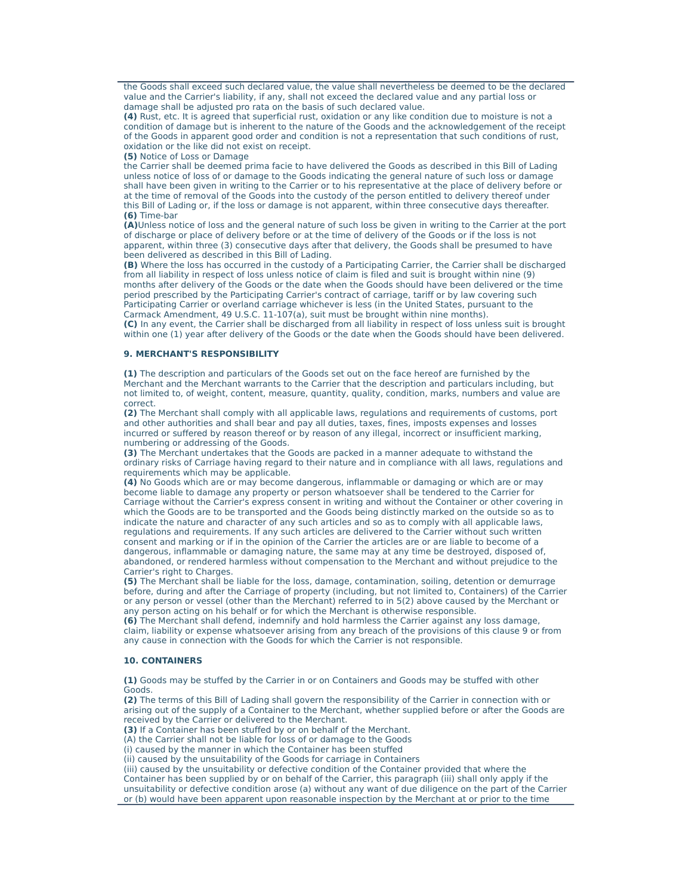the Goods shall exceed such declared value, the value shall nevertheless be deemed to be the declared value and the Carrier's liability, if any, shall not exceed the declared value and any partial loss or damage shall be adjusted pro rata on the basis of such declared value.
**(4)** Rust, etc. It is agreed that superficial rust, oxidation or any like condition due to moisture is not a condition of damage but is inherent to the nature of the Goods and the acknowledgement of the receipt of the Goods in apparent good order and condition is not a representation that such conditions of rust, oxidation or the like did not exist on receipt.
**(5)** Notice of Loss or Damage
the Carrier shall be deemed prima facie to have delivered the Goods as described in this Bill of Lading unless notice of loss of or damage to the Goods indicating the general nature of such loss or damage shall have been given in writing to the Carrier or to his representative at the place of delivery before or at the time of removal of the Goods into the custody of the person entitled to delivery thereof under this Bill of Lading or, if the loss or damage is not apparent, within three consecutive days thereafter.
**(6)** Time-bar
**(A)**Unless notice of loss and the general nature of such loss be given in writing to the Carrier at the port of discharge or place of delivery before or at the time of delivery of the Goods or if the loss is not apparent, within three (3) consecutive days after that delivery, the Goods shall be presumed to have been delivered as described in this Bill of Lading.
**(B)** Where the loss has occurred in the custody of a Participating Carrier, the Carrier shall be discharged from all liability in respect of loss unless notice of claim is filed and suit is brought within nine (9) months after delivery of the Goods or the date when the Goods should have been delivered or the time period prescribed by the Participating Carrier's contract of carriage, tariff or by law covering such Participating Carrier or overland carriage whichever is less (in the United States, pursuant to the Carmack Amendment, 49 U.S.C. 11-107(a), suit must be brought within nine months).
**(C)** In any event, the Carrier shall be discharged from all liability in respect of loss unless suit is brought within one (1) year after delivery of the Goods or the date when the Goods should have been delivered.

**9. MERCHANT'S RESPONSIBILITY**

**(1)** The description and particulars of the Goods set out on the face hereof are furnished by the Merchant and the Merchant warrants to the Carrier that the description and particulars including, but not limited to, of weight, content, measure, quantity, quality, condition, marks, numbers and value are correct.
**(2)** The Merchant shall comply with all applicable laws, regulations and requirements of customs, port and other authorities and shall bear and pay all duties, taxes, fines, imposts expenses and losses incurred or suffered by reason thereof or by reason of any illegal, incorrect or insufficient marking, numbering or addressing of the Goods.
**(3)** The Merchant undertakes that the Goods are packed in a manner adequate to withstand the ordinary risks of Carriage having regard to their nature and in compliance with all laws, regulations and requirements which may be applicable.
**(4)** No Goods which are or may become dangerous, inflammable or damaging or which are or may become liable to damage any property or person whatsoever shall be tendered to the Carrier for Carriage without the Carrier's express consent in writing and without the Container or other covering in which the Goods are to be transported and the Goods being distinctly marked on the outside so as to indicate the nature and character of any such articles and so as to comply with all applicable laws, regulations and requirements. If any such articles are delivered to the Carrier without such written consent and marking or if in the opinion of the Carrier the articles are or are liable to become of a dangerous, inflammable or damaging nature, the same may at any time be destroyed, disposed of, abandoned, or rendered harmless without compensation to the Merchant and without prejudice to the Carrier's right to Charges.
**(5)** The Merchant shall be liable for the loss, damage, contamination, soiling, detention or demurrage before, during and after the Carriage of property (including, but not limited to, Containers) of the Carrier or any person or vessel (other than the Merchant) referred to in 5(2) above caused by the Merchant or any person acting on his behalf or for which the Merchant is otherwise responsible.
**(6)** The Merchant shall defend, indemnify and hold harmless the Carrier against any loss damage, claim, liability or expense whatsoever arising from any breach of the provisions of this clause 9 or from any cause in connection with the Goods for which the Carrier is not responsible.

**10. CONTAINERS**

**(1)** Goods may be stuffed by the Carrier in or on Containers and Goods may be stuffed with other Goods.
**(2)** The terms of this Bill of Lading shall govern the responsibility of the Carrier in connection with or arising out of the supply of a Container to the Merchant, whether supplied before or after the Goods are received by the Carrier or delivered to the Merchant.
**(3)** If a Container has been stuffed by or on behalf of the Merchant.
(A) the Carrier shall not be liable for loss of or damage to the Goods
(i) caused by the manner in which the Container has been stuffed
(ii) caused by the unsuitability of the Goods for carriage in Containers
(iii) caused by the unsuitability or defective condition of the Container provided that where the Container has been supplied by or on behalf of the Carrier, this paragraph (iii) shall only apply if the unsuitability or defective condition arose (a) without any want of due diligence on the part of the Carrier or (b) would have been apparent upon reasonable inspection by the Merchant at or prior to the time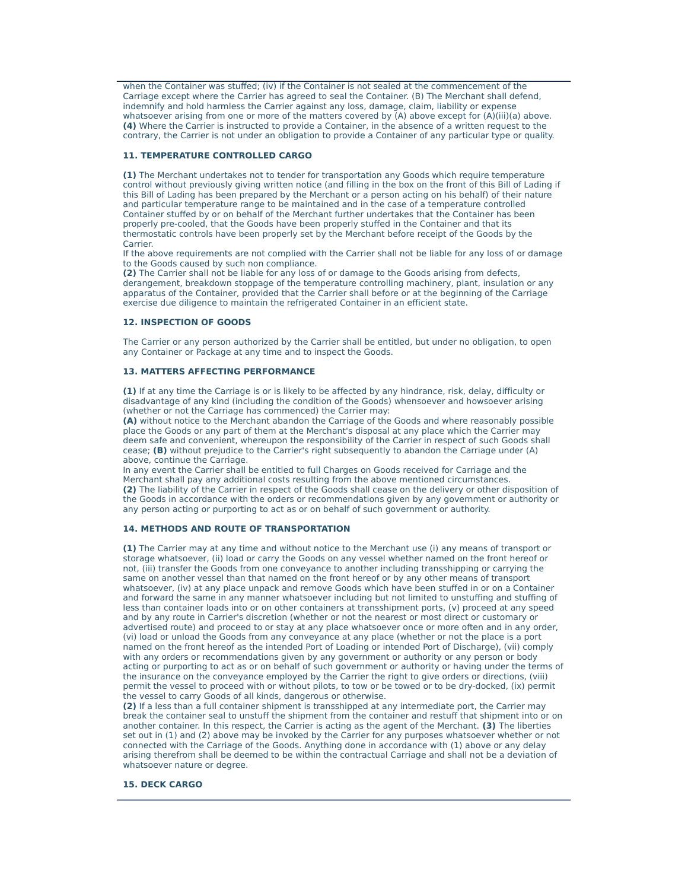when the Container was stuffed; (iv) if the Container is not sealed at the commencement of the Carriage except where the Carrier has agreed to seal the Container. (B) The Merchant shall defend, indemnify and hold harmless the Carrier against any loss, damage, claim, liability or expense whatsoever arising from one or more of the matters covered by (A) above except for (A)(iii)(a) above. **(4)** Where the Carrier is instructed to provide a Container, in the absence of a written request to the contrary, the Carrier is not under an obligation to provide a Container of any particular type or quality.

### 11. TEMPERATURE CONTROLLED CARGO

**(1)** The Merchant undertakes not to tender for transportation any Goods which require temperature control without previously giving written notice (and filling in the box on the front of this Bill of Lading if this Bill of Lading has been prepared by the Merchant or a person acting on his behalf) of their nature and particular temperature range to be maintained and in the case of a temperature controlled Container stuffed by or on behalf of the Merchant further undertakes that the Container has been properly pre-cooled, that the Goods have been properly stuffed in the Container and that its thermostatic controls have been properly set by the Merchant before receipt of the Goods by the Carrier.
If the above requirements are not complied with the Carrier shall not be liable for any loss of or damage to the Goods caused by such non compliance.
**(2)** The Carrier shall not be liable for any loss of or damage to the Goods arising from defects, derangement, breakdown stoppage of the temperature controlling machinery, plant, insulation or any apparatus of the Container, provided that the Carrier shall before or at the beginning of the Carriage exercise due diligence to maintain the refrigerated Container in an efficient state.

### 12. INSPECTION OF GOODS

The Carrier or any person authorized by the Carrier shall be entitled, but under no obligation, to open any Container or Package at any time and to inspect the Goods.

### 13. MATTERS AFFECTING PERFORMANCE

**(1)** If at any time the Carriage is or is likely to be affected by any hindrance, risk, delay, difficulty or disadvantage of any kind (including the condition of the Goods) whensoever and howsoever arising (whether or not the Carriage has commenced) the Carrier may:
**(A)** without notice to the Merchant abandon the Carriage of the Goods and where reasonably possible place the Goods or any part of them at the Merchant's disposal at any place which the Carrier may deem safe and convenient, whereupon the responsibility of the Carrier in respect of such Goods shall cease; **(B)** without prejudice to the Carrier's right subsequently to abandon the Carriage under (A) above, continue the Carriage.
In any event the Carrier shall be entitled to full Charges on Goods received for Carriage and the Merchant shall pay any additional costs resulting from the above mentioned circumstances.
**(2)** The liability of the Carrier in respect of the Goods shall cease on the delivery or other disposition of the Goods in accordance with the orders or recommendations given by any government or authority or any person acting or purporting to act as or on behalf of such government or authority.

### 14. METHODS AND ROUTE OF TRANSPORTATION

**(1)** The Carrier may at any time and without notice to the Merchant use (i) any means of transport or storage whatsoever, (ii) load or carry the Goods on any vessel whether named on the front hereof or not, (iii) transfer the Goods from one conveyance to another including transshipping or carrying the same on another vessel than that named on the front hereof or by any other means of transport whatsoever, (iv) at any place unpack and remove Goods which have been stuffed in or on a Container and forward the same in any manner whatsoever including but not limited to unstuffing and stuffing of less than container loads into or on other containers at transshipment ports, (v) proceed at any speed and by any route in Carrier's discretion (whether or not the nearest or most direct or customary or advertised route) and proceed to or stay at any place whatsoever once or more often and in any order, (vi) load or unload the Goods from any conveyance at any place (whether or not the place is a port named on the front hereof as the intended Port of Loading or intended Port of Discharge), (vii) comply with any orders or recommendations given by any government or authority or any person or body acting or purporting to act as or on behalf of such government or authority or having under the terms of the insurance on the conveyance employed by the Carrier the right to give orders or directions, (viii) permit the vessel to proceed with or without pilots, to tow or be towed or to be dry-docked, (ix) permit the vessel to carry Goods of all kinds, dangerous or otherwise.
**(2)** If a less than a full container shipment is transshipped at any intermediate port, the Carrier may break the container seal to unstuff the shipment from the container and restuff that shipment into or on another container. In this respect, the Carrier is acting as the agent of the Merchant. **(3)** The liberties set out in (1) and (2) above may be invoked by the Carrier for any purposes whatsoever whether or not connected with the Carriage of the Goods. Anything done in accordance with (1) above or any delay arising therefrom shall be deemed to be within the contractual Carriage and shall not be a deviation of whatsoever nature or degree.

### 15. DECK CARGO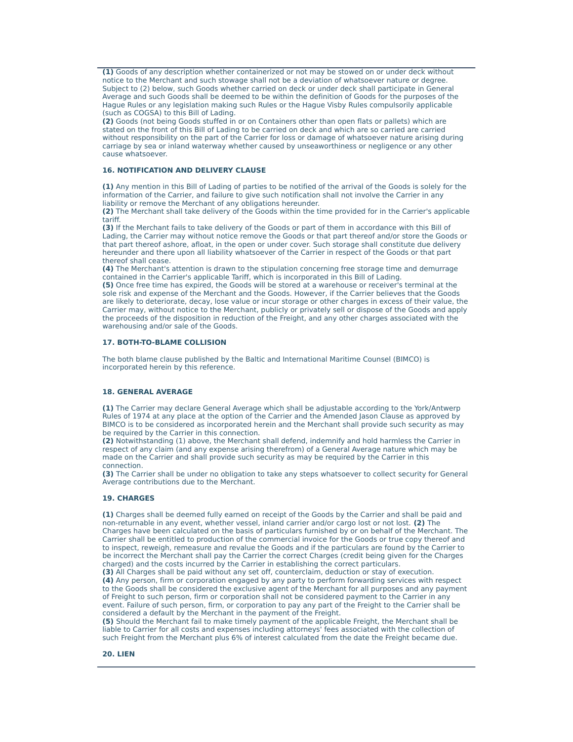**(1)** Goods of any description whether containerized or not may be stowed on or under deck without notice to the Merchant and such stowage shall not be a deviation of whatsoever nature or degree. Subject to (2) below, such Goods whether carried on deck or under deck shall participate in General Average and such Goods shall be deemed to be within the definition of Goods for the purposes of the Hague Rules or any legislation making such Rules or the Hague Visby Rules compulsorily applicable (such as COGSA) to this Bill of Lading.
**(2)** Goods (not being Goods stuffed in or on Containers other than open flats or pallets) which are stated on the front of this Bill of Lading to be carried on deck and which are so carried are carried without responsibility on the part of the Carrier for loss or damage of whatsoever nature arising during carriage by sea or inland waterway whether caused by unseaworthiness or negligence or any other cause whatsoever.

**16. NOTIFICATION AND DELIVERY CLAUSE**

**(1)** Any mention in this Bill of Lading of parties to be notified of the arrival of the Goods is solely for the information of the Carrier, and failure to give such notification shall not involve the Carrier in any liability or remove the Merchant of any obligations hereunder.
**(2)** The Merchant shall take delivery of the Goods within the time provided for in the Carrier's applicable tariff.
**(3)** If the Merchant fails to take delivery of the Goods or part of them in accordance with this Bill of Lading, the Carrier may without notice remove the Goods or that part thereof and/or store the Goods or that part thereof ashore, afloat, in the open or under cover. Such storage shall constitute due delivery hereunder and there upon all liability whatsoever of the Carrier in respect of the Goods or that part thereof shall cease.
**(4)** The Merchant's attention is drawn to the stipulation concerning free storage time and demurrage contained in the Carrier's applicable Tariff, which is incorporated in this Bill of Lading.
**(5)** Once free time has expired, the Goods will be stored at a warehouse or receiver's terminal at the sole risk and expense of the Merchant and the Goods. However, if the Carrier believes that the Goods are likely to deteriorate, decay, lose value or incur storage or other charges in excess of their value, the Carrier may, without notice to the Merchant, publicly or privately sell or dispose of the Goods and apply the proceeds of the disposition in reduction of the Freight, and any other charges associated with the warehousing and/or sale of the Goods.

**17. BOTH-TO-BLAME COLLISION**

The both blame clause published by the Baltic and International Maritime Counsel (BIMCO) is incorporated herein by this reference.

**18. GENERAL AVERAGE**

**(1)** The Carrier may declare General Average which shall be adjustable according to the York/Antwerp Rules of 1974 at any place at the option of the Carrier and the Amended Jason Clause as approved by BIMCO is to be considered as incorporated herein and the Merchant shall provide such security as may be required by the Carrier in this connection.
**(2)** Notwithstanding (1) above, the Merchant shall defend, indemnify and hold harmless the Carrier in respect of any claim (and any expense arising therefrom) of a General Average nature which may be made on the Carrier and shall provide such security as may be required by the Carrier in this connection.
**(3)** The Carrier shall be under no obligation to take any steps whatsoever to collect security for General Average contributions due to the Merchant.

**19. CHARGES**

**(1)** Charges shall be deemed fully earned on receipt of the Goods by the Carrier and shall be paid and non-returnable in any event, whether vessel, inland carrier and/or cargo lost or not lost. **(2)** The Charges have been calculated on the basis of particulars furnished by or on behalf of the Merchant. The Carrier shall be entitled to production of the commercial invoice for the Goods or true copy thereof and to inspect, reweigh, remeasure and revalue the Goods and if the particulars are found by the Carrier to be incorrect the Merchant shall pay the Carrier the correct Charges (credit being given for the Charges charged) and the costs incurred by the Carrier in establishing the correct particulars.
**(3)** All Charges shall be paid without any set off, counterclaim, deduction or stay of execution.
**(4)** Any person, firm or corporation engaged by any party to perform forwarding services with respect to the Goods shall be considered the exclusive agent of the Merchant for all purposes and any payment of Freight to such person, firm or corporation shall not be considered payment to the Carrier in any event. Failure of such person, firm, or corporation to pay any part of the Freight to the Carrier shall be considered a default by the Merchant in the payment of the Freight.
**(5)** Should the Merchant fail to make timely payment of the applicable Freight, the Merchant shall be liable to Carrier for all costs and expenses including attorneys' fees associated with the collection of such Freight from the Merchant plus 6% of interest calculated from the date the Freight became due.

**20. LIEN**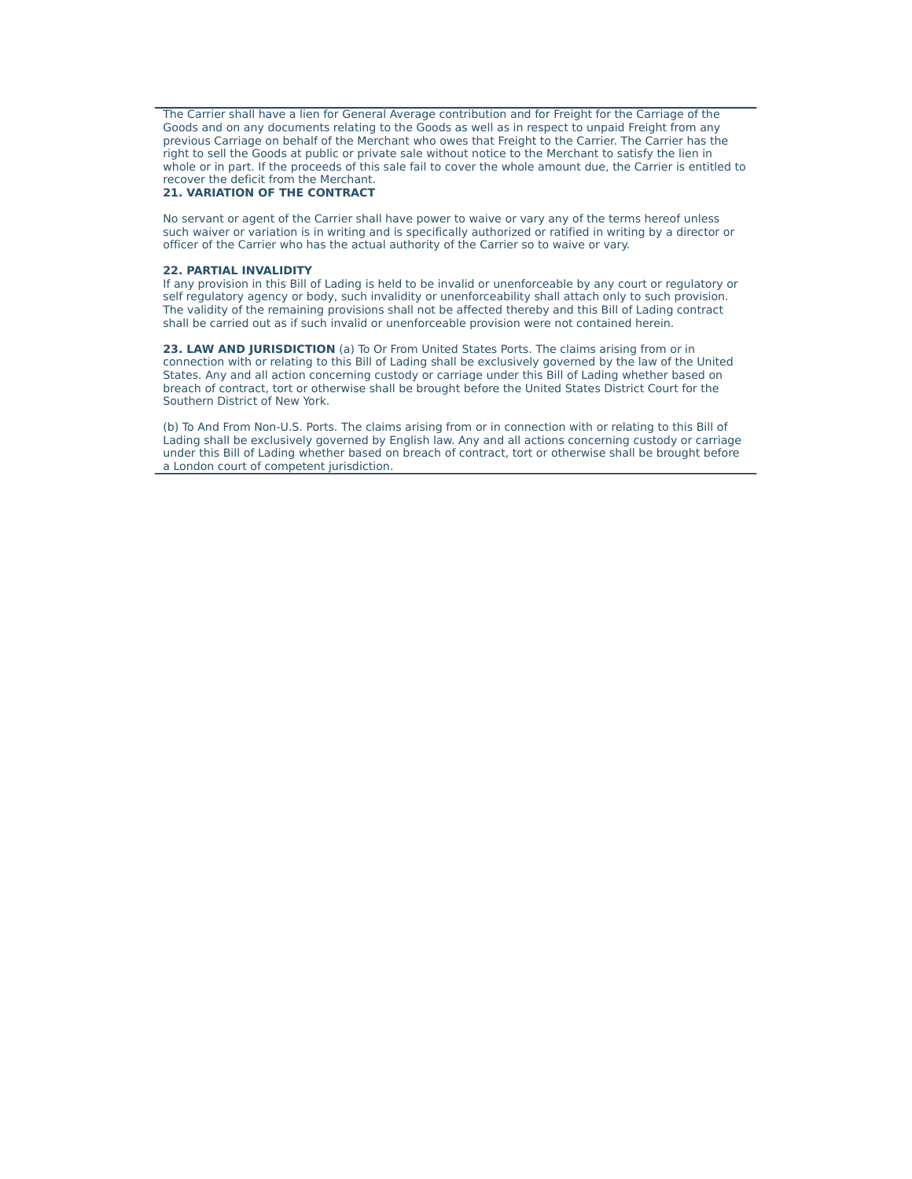The Carrier shall have a lien for General Average contribution and for Freight for the Carriage of the Goods and on any documents relating to the Goods as well as in respect to unpaid Freight from any previous Carriage on behalf of the Merchant who owes that Freight to the Carrier. The Carrier has the right to sell the Goods at public or private sale without notice to the Merchant to satisfy the lien in whole or in part. If the proceeds of this sale fail to cover the whole amount due, the Carrier is entitled to recover the deficit from the Merchant.

**21. VARIATION OF THE CONTRACT**

No servant or agent of the Carrier shall have power to waive or vary any of the terms hereof unless such waiver or variation is in writing and is specifically authorized or ratified in writing by a director or officer of the Carrier who has the actual authority of the Carrier so to waive or vary.

**22. PARTIAL INVALIDITY**

If any provision in this Bill of Lading is held to be invalid or unenforceable by any court or regulatory or self regulatory agency or body, such invalidity or unenforceability shall attach only to such provision. The validity of the remaining provisions shall not be affected thereby and this Bill of Lading contract shall be carried out as if such invalid or unenforceable provision were not contained herein.

**23. LAW AND JURISDICTION** (a) To Or From United States Ports. The claims arising from or in connection with or relating to this Bill of Lading shall be exclusively governed by the law of the United States. Any and all action concerning custody or carriage under this Bill of Lading whether based on breach of contract, tort or otherwise shall be brought before the United States District Court for the Southern District of New York.

(b) To And From Non-U.S. Ports. The claims arising from or in connection with or relating to this Bill of Lading shall be exclusively governed by English law. Any and all actions concerning custody or carriage under this Bill of Lading whether based on breach of contract, tort or otherwise shall be brought before a London court of competent jurisdiction.